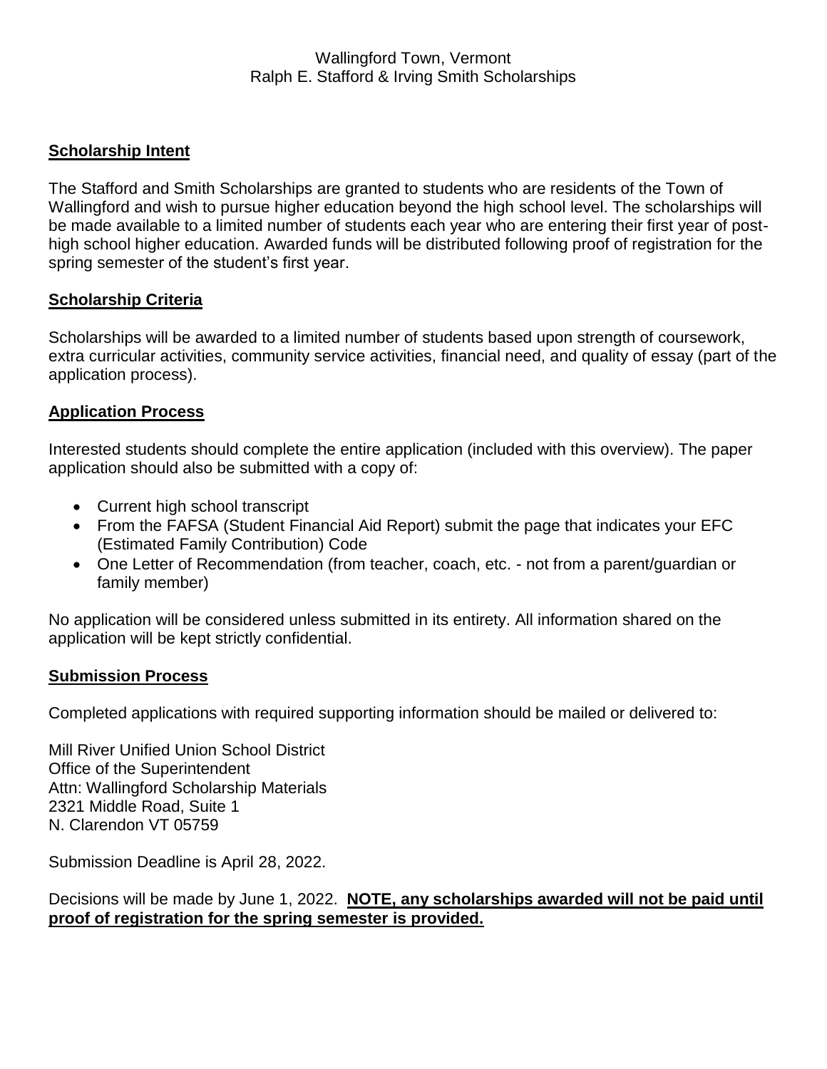Wallingford Town, Vermont
Ralph E. Stafford & Irving Smith Scholarships

## Scholarship Intent

The Stafford and Smith Scholarships are granted to students who are residents of the Town of Wallingford and wish to pursue higher education beyond the high school level. The scholarships will be made available to a limited number of students each year who are entering their first year of post-high school higher education. Awarded funds will be distributed following proof of registration for the spring semester of the student's first year.

## Scholarship Criteria

Scholarships will be awarded to a limited number of students based upon strength of coursework, extra curricular activities, community service activities, financial need, and quality of essay (part of the application process).

## Application Process

Interested students should complete the entire application (included with this overview). The paper application should also be submitted with a copy of:

- Current high school transcript
- From the FAFSA (Student Financial Aid Report) submit the page that indicates your EFC (Estimated Family Contribution) Code
- One Letter of Recommendation (from teacher, coach, etc. - not from a parent/guardian or family member)

No application will be considered unless submitted in its entirety. All information shared on the application will be kept strictly confidential.

## Submission Process

Completed applications with required supporting information should be mailed or delivered to:

Mill River Unified Union School District
Office of the Superintendent
Attn: Wallingford Scholarship Materials
2321 Middle Road, Suite 1
N. Clarendon VT 05759

Submission Deadline is April 28, 2022.

Decisions will be made by June 1, 2022. **NOTE, any scholarships awarded will not be paid until proof of registration for the spring semester is provided.**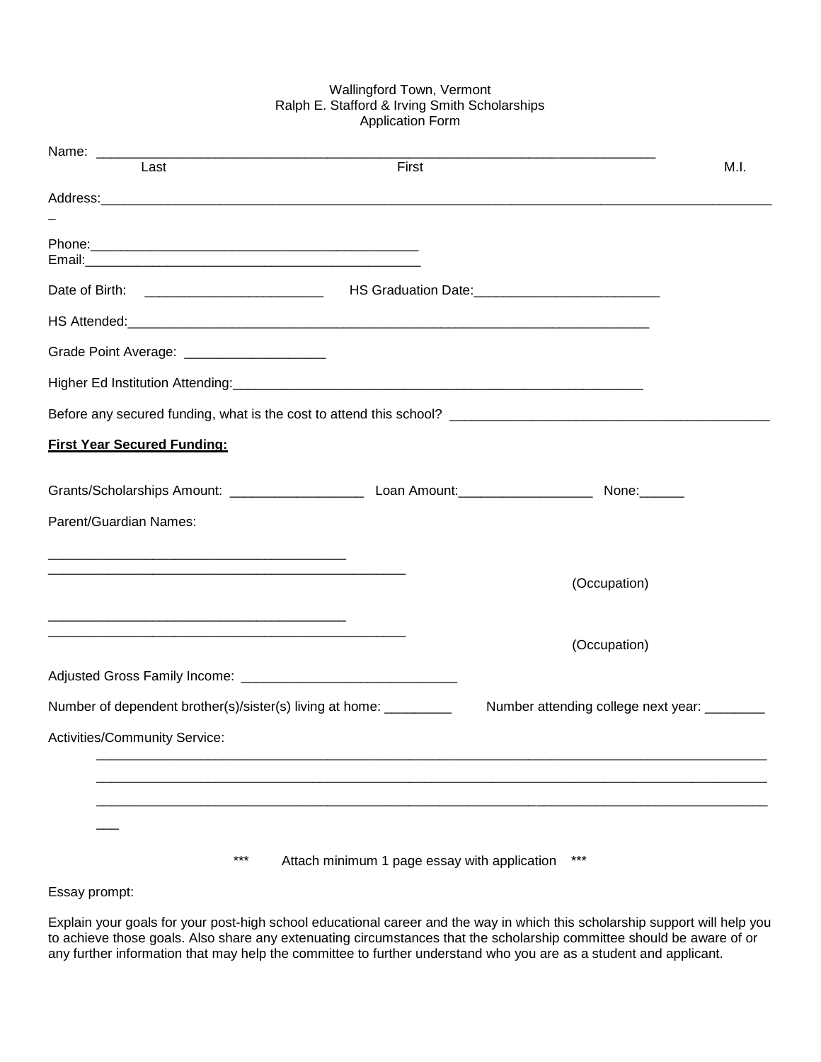Wallingford Town, Vermont
Ralph E. Stafford & Irving Smith Scholarships
Application Form

Name: ___________________________________________________________________________

Last First M.I.

Address:_________________________________________________________________________________________

_

Phone:_____________________________________________

Email:______________________________________________

Date of Birth: ________________________ HS Graduation Date:_________________________

HS Attended:_______________________________________________________________________

Grade Point Average: ___________________

Higher Ed Institution Attending:_________________________________________________________

Before any secured funding, what is the cost to attend this school? ___________________________________________

**First Year Secured Funding:**

Grants/Scholarships Amount: __________________ Loan Amount:__________________ None:______

Parent/Guardian Names:

_________________________________________

_________________________________________________ (Occupation)

_________________________________________

_________________________________________________ (Occupation)

Adjusted Gross Family Income: _____________________________

Number of dependent brother(s)/sister(s) living at home: _________ Number attending college next year: ________

Activities/Community Service:

___________________________________________________________________________________________

___________________________________________________________________________________________

___________________________________________________________________________________________

___

*** Attach minimum 1 page essay with application ***

Essay prompt:

Explain your goals for your post-high school educational career and the way in which this scholarship support will help you to achieve those goals. Also share any extenuating circumstances that the scholarship committee should be aware of or any further information that may help the committee to further understand who you are as a student and applicant.